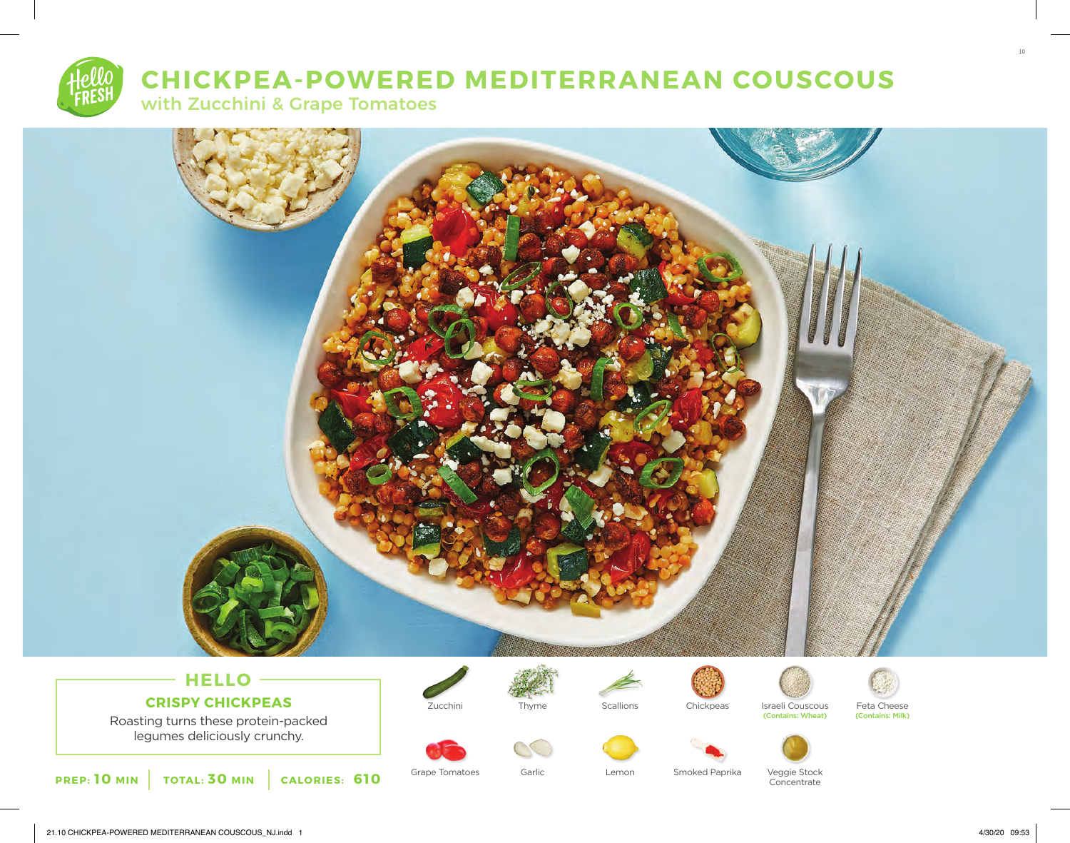# CHICKPEA-POWERED MEDITERRANEAN COUSCOUS

## with Zucchini & Grape Tomatoes

## HELLO

### CRISPY CHICKPEAS

Roasting turns these protein-packed legumes deliciously crunchy.

**PREP: 10 MIN** | **TOTAL: 30 MIN** | **CALORIES: 610**

- Zucchini
- Thyme
- Scallions
- Chickpeas
- Israeli Couscous (Contains: Wheat)
- Feta Cheese (Contains: Milk)
- Grape Tomatoes
- Garlic
- Lemon
- Smoked Paprika
- Veggie Stock Concentrate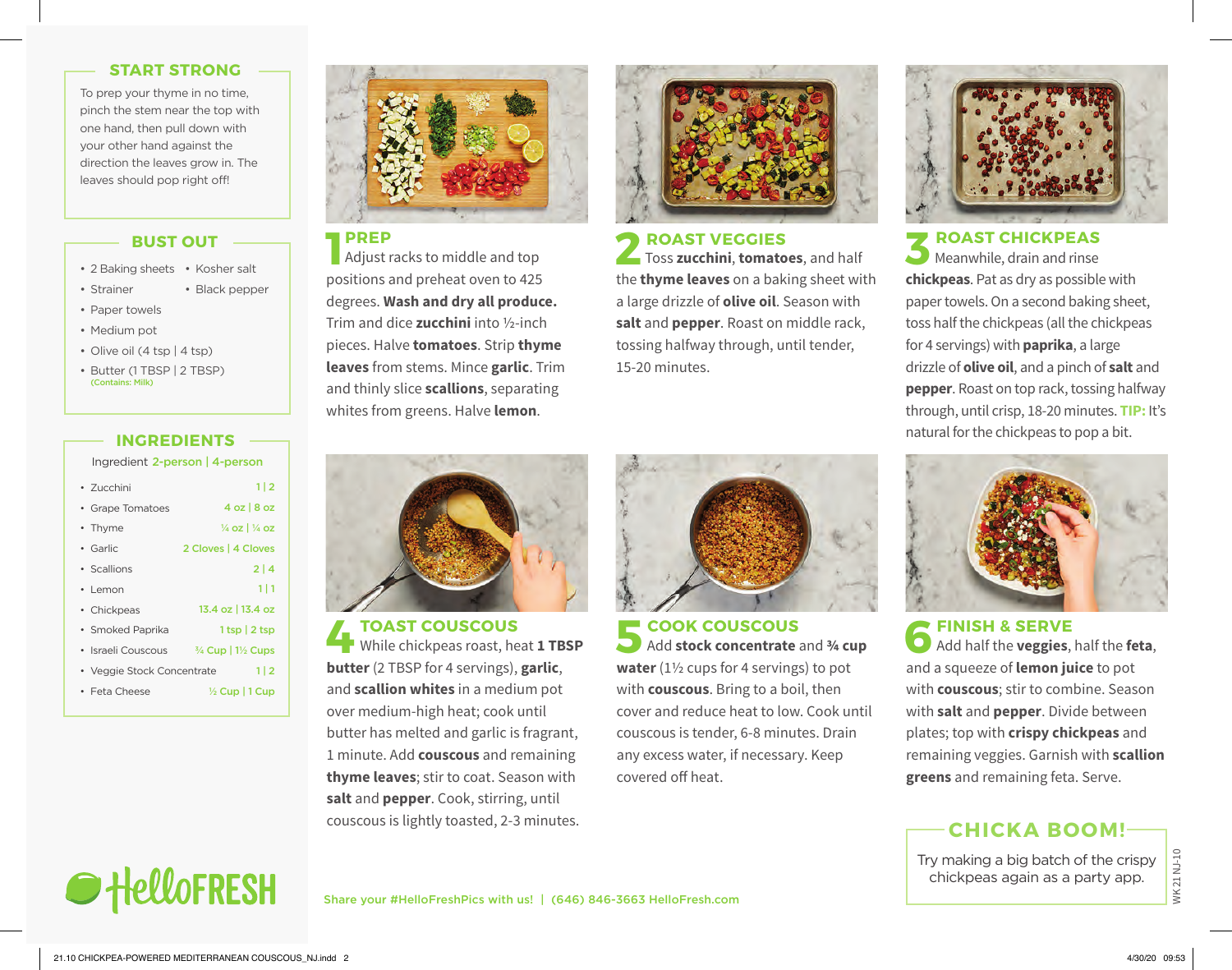## START STRONG

To prep your thyme in no time, pinch the stem near the top with one hand, then pull down with your other hand against the direction the leaves grow in. The leaves should pop right off!

## BUST OUT

- 2 Baking sheets
- Kosher salt
- Strainer
- Black pepper
- Paper towels
- Medium pot
- Olive oil (4 tsp | 4 tsp)
- Butter (1 TBSP | 2 TBSP) (Contains: Milk)

## INGREDIENTS

| Ingredient | 2-person \| 4-person |
|---|---|
| Zucchini | 1 \| 2 |
| Grape Tomatoes | 4 oz \| 8 oz |
| Thyme | ¼ oz \| ¼ oz |
| Garlic | 2 Cloves \| 4 Cloves |
| Scallions | 2 \| 4 |
| Lemon | 1 \| 1 |
| Chickpeas | 13.4 oz \| 13.4 oz |
| Smoked Paprika | 1 tsp \| 2 tsp |
| Israeli Couscous | ¾ Cup \| 1½ Cups |
| Veggie Stock Concentrate | 1 \| 2 |
| Feta Cheese | ½ Cup \| 1 Cup |

HelloFRESH

### 1 PREP

Adjust racks to middle and top positions and preheat oven to 425 degrees. **Wash and dry all produce.** Trim and dice **zucchini** into ½-inch pieces. Halve **tomatoes**. Strip **thyme leaves** from stems. Mince **garlic**. Trim and thinly slice **scallions**, separating whites from greens. Halve **lemon**.

### 2 ROAST VEGGIES

Toss **zucchini**, **tomatoes**, and half the **thyme leaves** on a baking sheet with a large drizzle of **olive oil**. Season with **salt** and **pepper**. Roast on middle rack, tossing halfway through, until tender, 15-20 minutes.

### 3 ROAST CHICKPEAS

Meanwhile, drain and rinse **chickpeas**. Pat as dry as possible with paper towels. On a second baking sheet, toss half the chickpeas (all the chickpeas for 4 servings) with **paprika**, a large drizzle of **olive oil**, and a pinch of **salt** and **pepper**. Roast on top rack, tossing halfway through, until crisp, 18-20 minutes. **TIP:** It's natural for the chickpeas to pop a bit.

### 4 TOAST COUSCOUS

While chickpeas roast, heat **1 TBSP butter** (2 TBSP for 4 servings), **garlic**, and **scallion whites** in a medium pot over medium-high heat; cook until butter has melted and garlic is fragrant, 1 minute. Add **couscous** and remaining **thyme leaves**; stir to coat. Season with **salt** and **pepper**. Cook, stirring, until couscous is lightly toasted, 2-3 minutes.

### 5 COOK COUSCOUS

Add **stock concentrate** and **¾ cup water** (1½ cups for 4 servings) to pot with **couscous**. Bring to a boil, then cover and reduce heat to low. Cook until couscous is tender, 6-8 minutes. Drain any excess water, if necessary. Keep covered off heat.

### 6 FINISH & SERVE

Add half the **veggies**, half the **feta**, and a squeeze of **lemon juice** to pot with **couscous**; stir to combine. Season with **salt** and **pepper**. Divide between plates; top with **crispy chickpeas** and remaining veggies. Garnish with **scallion greens** and remaining feta. Serve.

## CHICKA BOOM!

Try making a big batch of the crispy chickpeas again as a party app.

Share your #HelloFreshPics with us! | (646) 846-3663 HelloFresh.com

WK 21 NJ-10